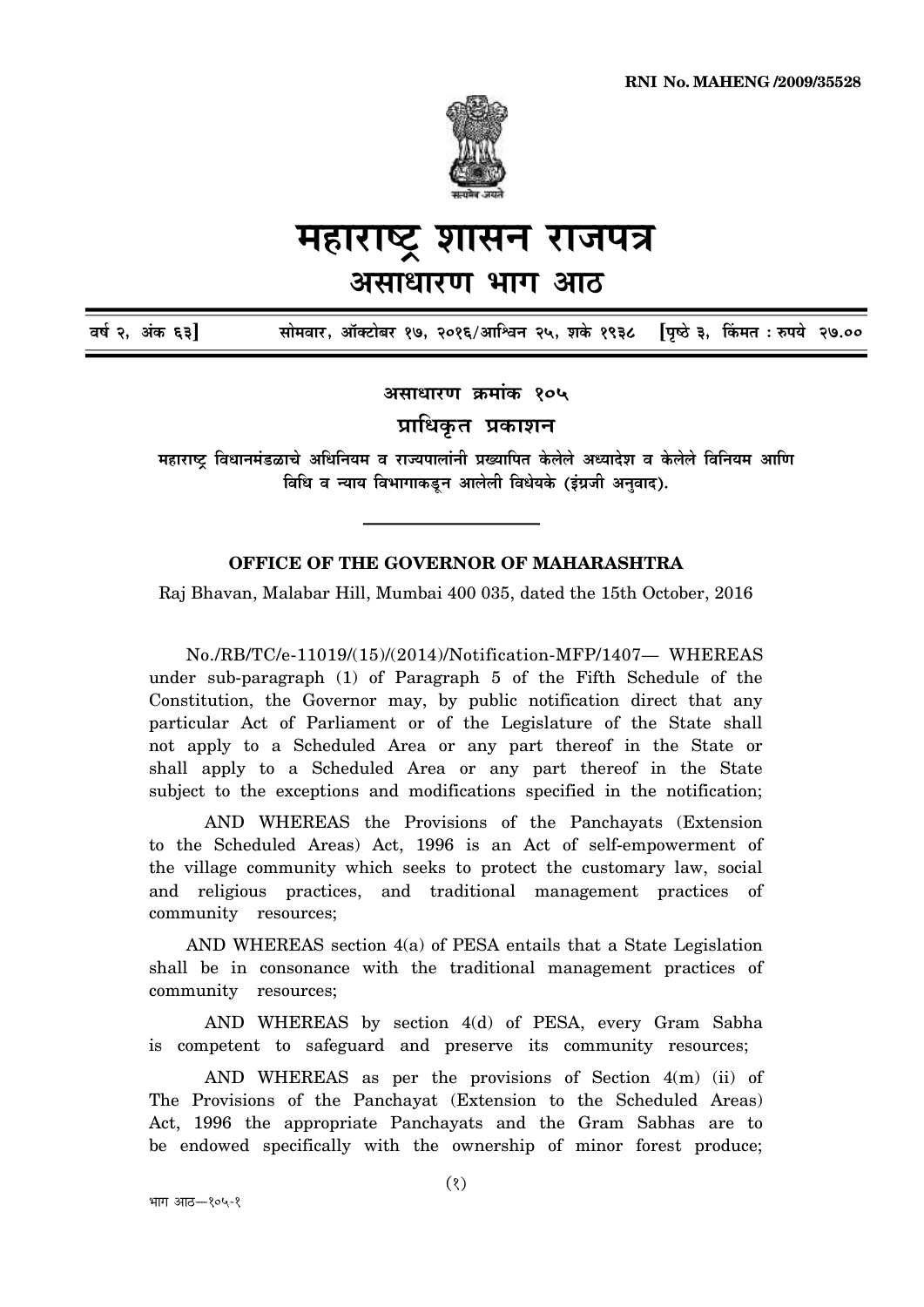RNI No. MAHENG /2009/35528

# महाराष्ट्र शासन राजपत्र

## असाधारण भाग आठ

वर्ष २, अंक ६३]  सोमवार, ऑक्टोबर १७, २०१६/आश्विन २५, शके १९३८  [पृष्ठे ३, किंमत : रुपये २७.००

**असाधारण क्रमांक १०५**

**प्राधिकृत प्रकाशन**

**महाराष्ट्र विधानमंडळाचे अधिनियम व राज्यपालांनी प्रख्यापित केलेले अध्यादेश व केलेले विनियम आणि विधि व न्याय विभागाकडून आलेली विधेयके (इंग्रजी अनुवाद).**

---

**OFFICE OF THE GOVERNOR OF MAHARASHTRA**

Raj Bhavan, Malabar Hill, Mumbai 400 035, dated the 15th October, 2016

No./RB/TC/e-11019/(15)/(2014)/Notification-MFP/1407— WHEREAS under sub-paragraph (1) of Paragraph 5 of the Fifth Schedule of the Constitution, the Governor may, by public notification direct that any particular Act of Parliament or of the Legislature of the State shall not apply to a Scheduled Area or any part thereof in the State or shall apply to a Scheduled Area or any part thereof in the State subject to the exceptions and modifications specified in the notification;

AND WHEREAS the Provisions of the Panchayats (Extension to the Scheduled Areas) Act, 1996 is an Act of self-empowerment of the village community which seeks to protect the customary law, social and religious practices, and traditional management practices of community resources;

AND WHEREAS section 4(a) of PESA entails that a State Legislation shall be in consonance with the traditional management practices of community resources;

AND WHEREAS by section 4(d) of PESA, every Gram Sabha is competent to safeguard and preserve its community resources;

AND WHEREAS as per the provisions of Section 4(m) (ii) of The Provisions of the Panchayat (Extension to the Scheduled Areas) Act, 1996 the appropriate Panchayats and the Gram Sabhas are to be endowed specifically with the ownership of minor forest produce;

भाग आठ—१०५-१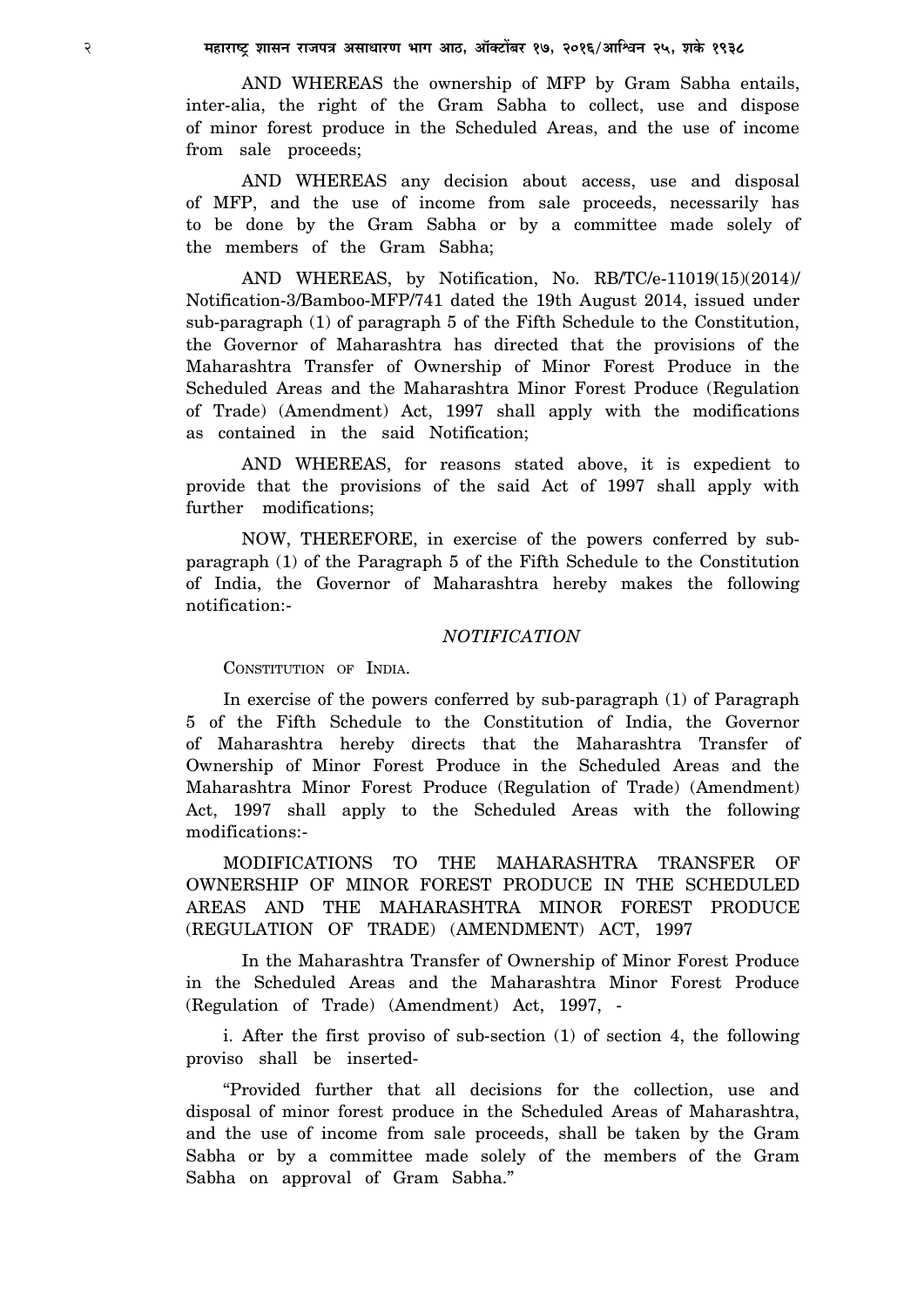AND WHEREAS the ownership of MFP by Gram Sabha entails, inter-alia, the right of the Gram Sabha to collect, use and dispose of minor forest produce in the Scheduled Areas, and the use of income from sale proceeds;

AND WHEREAS any decision about access, use and disposal of MFP, and the use of income from sale proceeds, necessarily has to be done by the Gram Sabha or by a committee made solely of the members of the Gram Sabha;

AND WHEREAS, by Notification, No. RB/TC/e-11019(15)(2014)/ Notification-3/Bamboo-MFP/741 dated the 19th August 2014, issued under sub-paragraph (1) of paragraph 5 of the Fifth Schedule to the Constitution, the Governor of Maharashtra has directed that the provisions of the Maharashtra Transfer of Ownership of Minor Forest Produce in the Scheduled Areas and the Maharashtra Minor Forest Produce (Regulation of Trade) (Amendment) Act, 1997 shall apply with the modifications as contained in the said Notification;

AND WHEREAS, for reasons stated above, it is expedient to provide that the provisions of the said Act of 1997 shall apply with further modifications;

NOW, THEREFORE, in exercise of the powers conferred by sub-paragraph (1) of the Paragraph 5 of the Fifth Schedule to the Constitution of India, the Governor of Maharashtra hereby makes the following notification:-

*NOTIFICATION*

CONSTITUTION OF INDIA.

In exercise of the powers conferred by sub-paragraph (1) of Paragraph 5 of the Fifth Schedule to the Constitution of India, the Governor of Maharashtra hereby directs that the Maharashtra Transfer of Ownership of Minor Forest Produce in the Scheduled Areas and the Maharashtra Minor Forest Produce (Regulation of Trade) (Amendment) Act, 1997 shall apply to the Scheduled Areas with the following modifications:-

MODIFICATIONS TO THE MAHARASHTRA TRANSFER OF OWNERSHIP OF MINOR FOREST PRODUCE IN THE SCHEDULED AREAS AND THE MAHARASHTRA MINOR FOREST PRODUCE (REGULATION OF TRADE) (AMENDMENT) ACT, 1997

In the Maharashtra Transfer of Ownership of Minor Forest Produce in the Scheduled Areas and the Maharashtra Minor Forest Produce (Regulation of Trade) (Amendment) Act, 1997, -

i. After the first proviso of sub-section (1) of section 4, the following proviso shall be inserted-

"Provided further that all decisions for the collection, use and disposal of minor forest produce in the Scheduled Areas of Maharashtra, and the use of income from sale proceeds, shall be taken by the Gram Sabha or by a committee made solely of the members of the Gram Sabha on approval of Gram Sabha."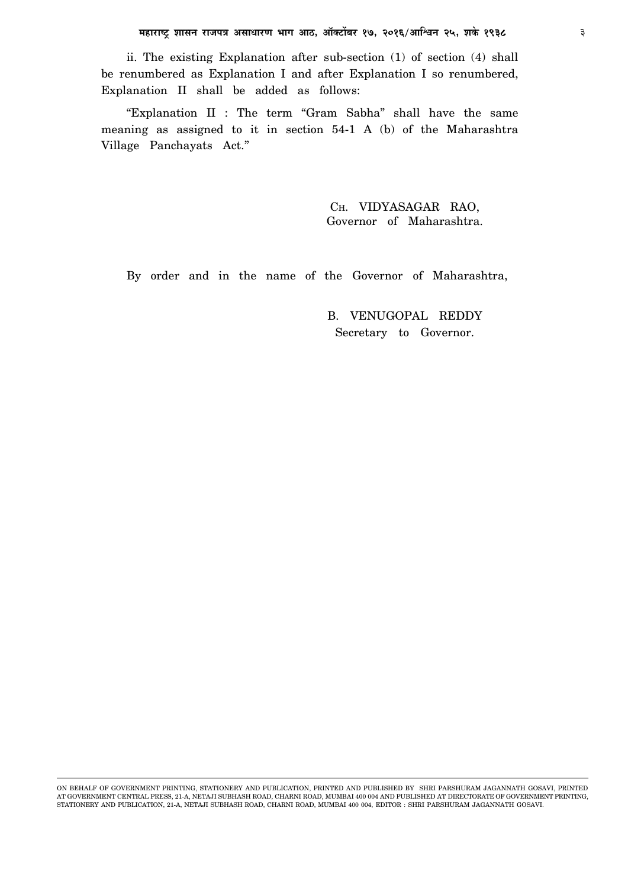ii. The existing Explanation after sub-section (1) of section (4) shall be renumbered as Explanation I and after Explanation I so renumbered, Explanation II shall be added as follows:

"Explanation II : The term "Gram Sabha" shall have the same meaning as assigned to it in section 54-1 A (b) of the Maharashtra Village Panchayats Act."

CH. VIDYASAGAR RAO,
Governor of Maharashtra.

By order and in the name of the Governor of Maharashtra,

B. VENUGOPAL REDDY
Secretary to Governor.

ON BEHALF OF GOVERNMENT PRINTING, STATIONERY AND PUBLICATION, PRINTED AND PUBLISHED BY SHRI PARSHURAM JAGANNATH GOSAVI, PRINTED AT GOVERNMENT CENTRAL PRESS, 21-A, NETAJI SUBHASH ROAD, CHARNI ROAD, MUMBAI 400 004 AND PUBLISHED AT DIRECTORATE OF GOVERNMENT PRINTING, STATIONERY AND PUBLICATION, 21-A, NETAJI SUBHASH ROAD, CHARNI ROAD, MUMBAI 400 004, EDITOR : SHRI PARSHURAM JAGANNATH GOSAVI.